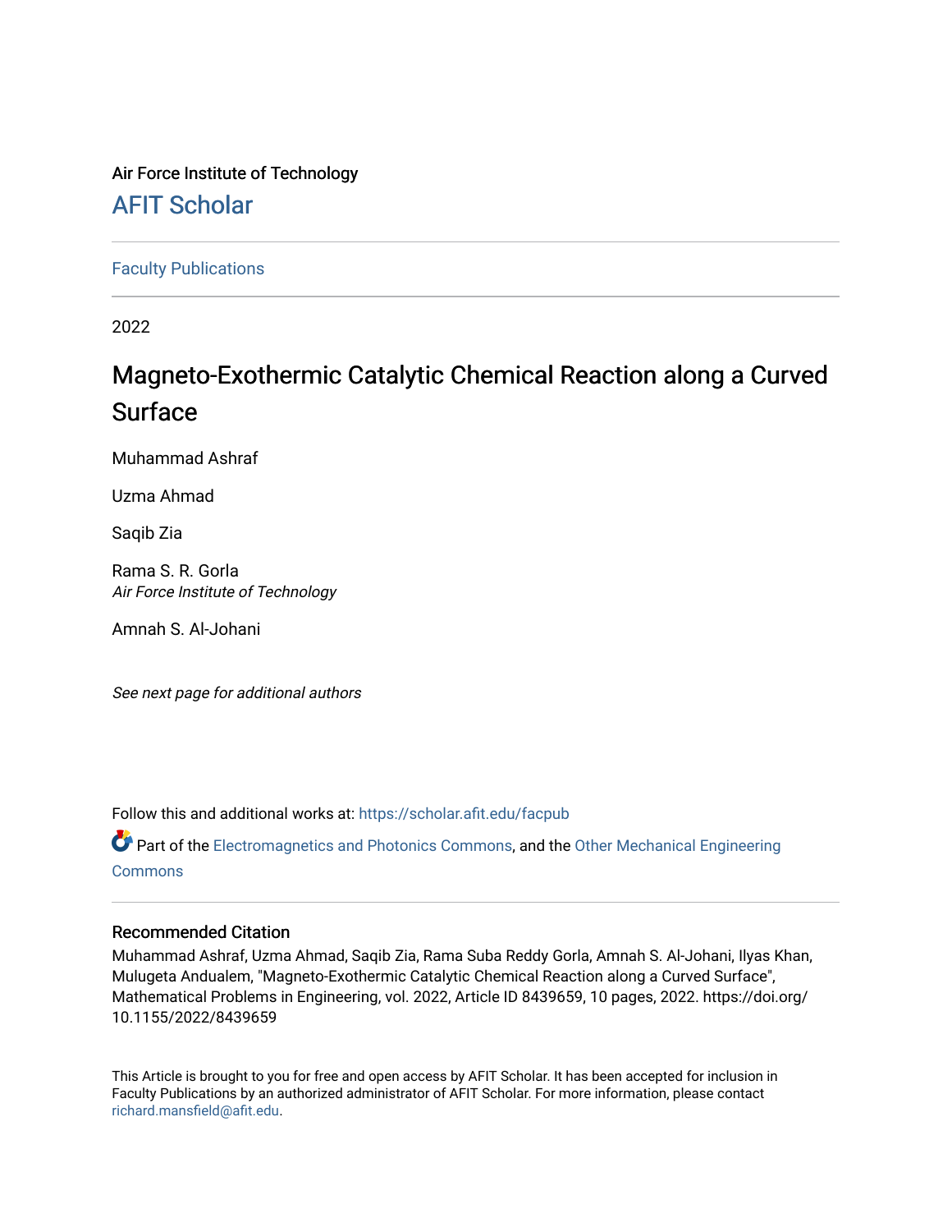Air Force Institute of Technology

AFIT Scholar

Faculty Publications

2022

# Magneto-Exothermic Catalytic Chemical Reaction along a Curved Surface

Muhammad Ashraf

Uzma Ahmad

Saqib Zia

Rama S. R. Gorla
*Air Force Institute of Technology*

Amnah S. Al-Johani

*See next page for additional authors*

Follow this and additional works at: https://scholar.afit.edu/facpub

Part of the Electromagnetics and Photonics Commons, and the Other Mechanical Engineering Commons

## Recommended Citation

Muhammad Ashraf, Uzma Ahmad, Saqib Zia, Rama Suba Reddy Gorla, Amnah S. Al-Johani, Ilyas Khan, Mulugeta Andualem, "Magneto-Exothermic Catalytic Chemical Reaction along a Curved Surface", Mathematical Problems in Engineering, vol. 2022, Article ID 8439659, 10 pages, 2022. https://doi.org/10.1155/2022/8439659

This Article is brought to you for free and open access by AFIT Scholar. It has been accepted for inclusion in Faculty Publications by an authorized administrator of AFIT Scholar. For more information, please contact richard.mansfield@afit.edu.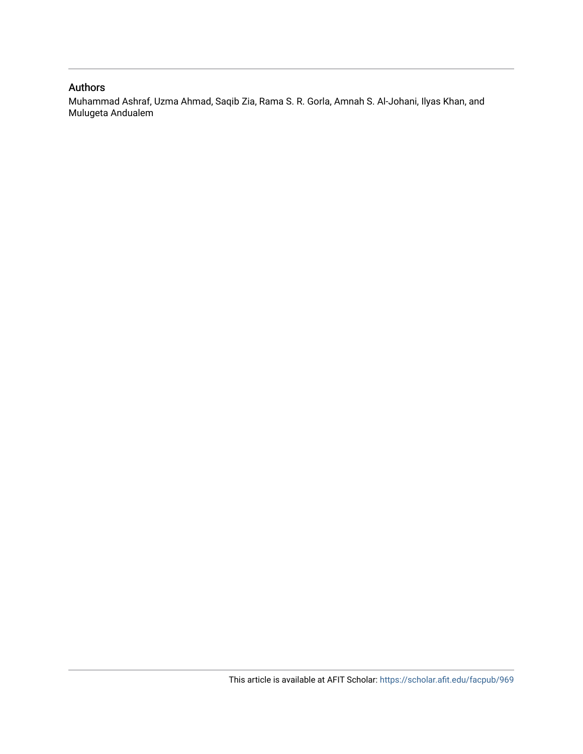## Authors

Muhammad Ashraf, Uzma Ahmad, Saqib Zia, Rama S. R. Gorla, Amnah S. Al-Johani, Ilyas Khan, and Mulugeta Andualem

This article is available at AFIT Scholar: https://scholar.afit.edu/facpub/969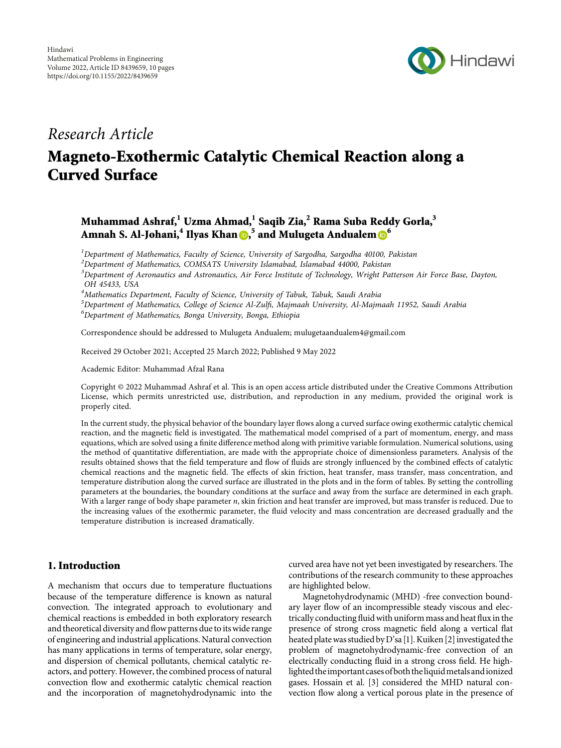## Research Article

# Magneto-Exothermic Catalytic Chemical Reaction along a Curved Surface

**Muhammad Ashraf,[1] Uzma Ahmad,[1] Saqib Zia,[2] Rama Suba Reddy Gorla,[3] Amnah S. Al-Johani,[4] Ilyas Khan ,[5] and Mulugeta Andualem [6]**

[1]*Department of Mathematics, Faculty of Science, University of Sargodha, Sargodha 40100, Pakistan*
[2]*Department of Mathematics, COMSATS University Islamabad, Islamabad 44000, Pakistan*
[3]*Department of Aeronautics and Astronautics, Air Force Institute of Technology, Wright Patterson Air Force Base, Dayton, OH 45433, USA*
[4]*Mathematics Department, Faculty of Science, University of Tabuk, Tabuk, Saudi Arabia*
[5]*Department of Mathematics, College of Science Al-Zulfi, Majmaah University, Al-Majmaah 11952, Saudi Arabia*
[6]*Department of Mathematics, Bonga University, Bonga, Ethiopia*

Correspondence should be addressed to Mulugeta Andualem; mulugetaandualem4@gmail.com

Received 29 October 2021; Accepted 25 March 2022; Published 9 May 2022

Academic Editor: Muhammad Afzal Rana

Copyright © 2022 Muhammad Ashraf et al. This is an open access article distributed under the Creative Commons Attribution License, which permits unrestricted use, distribution, and reproduction in any medium, provided the original work is properly cited.

In the current study, the physical behavior of the boundary layer flows along a curved surface owing exothermic catalytic chemical reaction, and the magnetic field is investigated. The mathematical model comprised of a part of momentum, energy, and mass equations, which are solved using a finite difference method along with primitive variable formulation. Numerical solutions, using the method of quantitative differentiation, are made with the appropriate choice of dimensionless parameters. Analysis of the results obtained shows that the field temperature and flow of fluids are strongly influenced by the combined effects of catalytic chemical reactions and the magnetic field. The effects of skin friction, heat transfer, mass transfer, mass concentration, and temperature distribution along the curved surface are illustrated in the plots and in the form of tables. By setting the controlling parameters at the boundaries, the boundary conditions at the surface and away from the surface are determined in each graph. With a larger range of body shape parameter $n$, skin friction and heat transfer are improved, but mass transfer is reduced. Due to the increasing values of the exothermic parameter, the fluid velocity and mass concentration are decreased gradually and the temperature distribution is increased dramatically.

## 1. Introduction

A mechanism that occurs due to temperature fluctuations because of the temperature difference is known as natural convection. The integrated approach to evolutionary and chemical reactions is embedded in both exploratory research and theoretical diversity and flow patterns due to its wide range of engineering and industrial applications. Natural convection has many applications in terms of temperature, solar energy, and dispersion of chemical pollutants, chemical catalytic reactors, and pottery. However, the combined process of natural convection flow and exothermic catalytic chemical reaction and the incorporation of magnetohydrodynamic into the curved area have not yet been investigated by researchers. The contributions of the research community to these approaches are highlighted below.

Magnetohydrodynamic (MHD) -free convection boundary layer flow of an incompressible steady viscous and electrically conducting fluid with uniform mass and heat flux in the presence of strong cross magnetic field along a vertical flat heated plate was studied by D'sa [1]. Kuiken [2] investigated the problem of magnetohydrodynamic-free convection of an electrically conducting fluid in a strong cross field. He highlighted the important cases of both the liquid metals and ionized gases. Hossain et al. [3] considered the MHD natural convection flow along a vertical porous plate in the presence of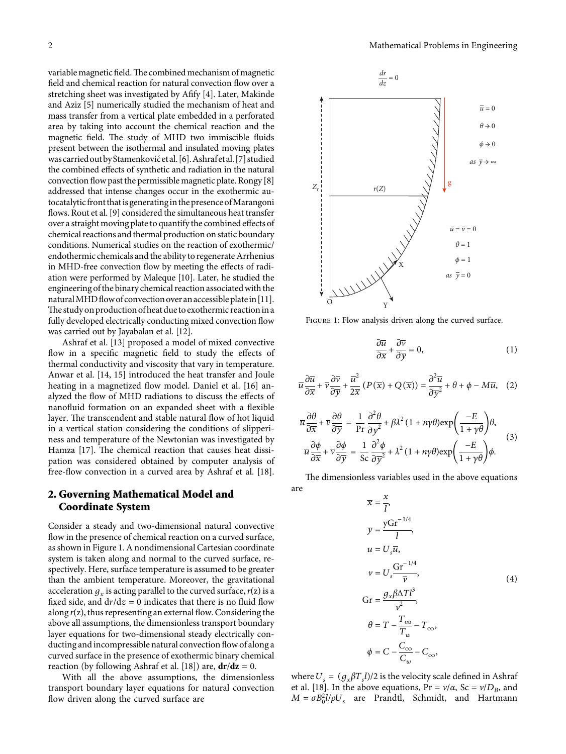variable magnetic field. The combined mechanism of magnetic field and chemical reaction for natural convection flow over a stretching sheet was investigated by Afify [4]. Later, Makinde and Aziz [5] numerically studied the mechanism of heat and mass transfer from a vertical plate embedded in a perforated area by taking into account the chemical reaction and the magnetic field. The study of MHD two immiscible fluids present between the isothermal and insulated moving plates was carried out by Stamenković et al. [6]. Ashraf et al. [7] studied the combined effects of synthetic and radiation in the natural convection flow past the permissible magnetic plate. Rongy [8] addressed that intense changes occur in the exothermic autocatalytic front that is generating in the presence of Marangoni flows. Rout et al. [9] considered the simultaneous heat transfer over a straight moving plate to quantify the combined effects of chemical reactions and thermal production on static boundary conditions. Numerical studies on the reaction of exothermic/endothermic chemicals and the ability to regenerate Arrhenius in MHD-free convection flow by meeting the effects of radiation were performed by Maleque [10]. Later, he studied the engineering of the binary chemical reaction associated with the natural MHD flow of convection over an accessible plate in [11]. The study on production of heat due to exothermic reaction in a fully developed electrically conducting mixed convection flow was carried out by Jayabalan et al. [12].

Ashraf et al. [13] proposed a model of mixed convective flow in a specific magnetic field to study the effects of thermal conductivity and viscosity that vary in temperature. Anwar et al. [14, 15] introduced the heat transfer and Joule heating in a magnetized flow model. Daniel et al. [16] analyzed the flow of MHD radiations to discuss the effects of nanofluid formation on an expanded sheet with a flexible layer. The transcendent and stable natural flow of hot liquid in a vertical station considering the conditions of slipperiness and temperature of the Newtonian was investigated by Hamza [17]. The chemical reaction that causes heat dissipation was considered obtained by computer analysis of free-flow convection in a curved area by Ashraf et al. [18].

## 2. Governing Mathematical Model and Coordinate System

Consider a steady and two-dimensional natural convective flow in the presence of chemical reaction on a curved surface, as shown in Figure 1. A nondimensional Cartesian coordinate system is taken along and normal to the curved surface, respectively. Here, surface temperature is assumed to be greater than the ambient temperature. Moreover, the gravitational acceleration $g_x$ is acting parallel to the curved surface, $r(z)$ is a fixed side, and $dr/dz = 0$ indicates that there is no fluid flow along $r(z)$, thus representing an external flow. Considering the above all assumptions, the dimensionless transport boundary layer equations for two-dimensional steady electrically conducting and incompressible natural convection flow of along a curved surface in the presence of exothermic binary chemical reaction (by following Ashraf et al. [18]) are, $\mathbf{dr/dz} = 0$.

With all the above assumptions, the dimensionless transport boundary layer equations for natural convection flow driven along the curved surface are

Figure 1: Flow analysis driven along the curved surface.

$$\frac{\partial \bar{u}}{\partial \bar{x}} + \frac{\partial \bar{v}}{\partial \bar{y}} = 0, \tag{1}$$

$$\bar{u}\frac{\partial \bar{u}}{\partial \bar{x}} + \bar{v}\frac{\partial \bar{v}}{\partial \bar{y}} + \frac{\bar{u}^2}{2\bar{x}}\left(P(\bar{x}) + Q(\bar{x})\right) = \frac{\partial^2 \bar{u}}{\partial \bar{y}^2} + \theta + \phi - M\bar{u}, \tag{2}$$

$$\begin{aligned}
\bar{u}\frac{\partial \theta}{\partial \bar{x}} + \bar{v}\frac{\partial \theta}{\partial \bar{y}} &= \frac{1}{\Pr}\frac{\partial^2 \theta}{\partial \bar{y}^2} + \beta\lambda^2(1 + n\gamma\theta)\exp\left(\frac{-E}{1+\gamma\theta}\right)\theta, \\
\bar{u}\frac{\partial \phi}{\partial \bar{x}} + \bar{v}\frac{\partial \phi}{\partial \bar{y}} &= \frac{1}{\text{Sc}}\frac{\partial^2 \phi}{\partial \bar{y}^2} + \lambda^2(1 + n\gamma\theta)\exp\left(\frac{-E}{1+\gamma\theta}\right)\phi.
\end{aligned} \tag{3}$$

The dimensionless variables used in the above equations are

$$\begin{aligned}
\bar{x} &= \frac{x}{l}, \\
\bar{y} &= \frac{y\text{Gr}^{-1/4}}{l}, \\
u &= U_s\bar{u}, \\
v &= U_s\frac{\text{Gr}^{-1/4}}{\bar{v}}, \\
\text{Gr} &= \frac{g_x\beta\Delta T l^3}{v^2}, \\
\theta &= T - \frac{T_\infty}{T_w} - T_\infty, \\
\phi &= C - \frac{C_\infty}{C_w} - C_\infty,
\end{aligned} \tag{4}$$

where $U_s = (g_x\beta T_s l)/2$ is the velocity scale defined in Ashraf et al. [18]. In the above equations, $\Pr = \nu/\alpha$, $\text{Sc} = \nu/D_B$, and $M = \sigma B_0^2 l/\rho U_s$ are Prandtl, Schmidt, and Hartmann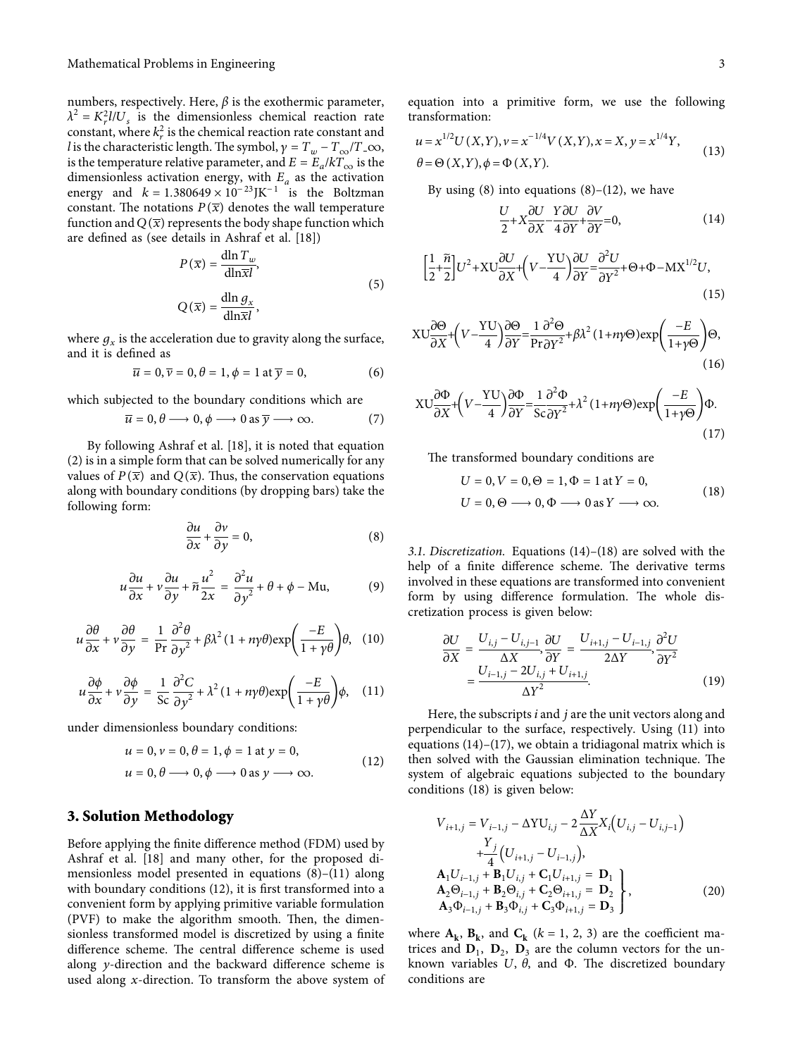numbers, respectively. Here, $\beta$ is the exothermic parameter, $\lambda^2 = K_r^2 l/U_s$ is the dimensionless chemical reaction rate constant, where $k_r^2$ is the chemical reaction rate constant and $l$ is the characteristic length. The symbol, $\gamma = T_w - T_\infty/T_-\infty$, is the temperature relative parameter, and $E = E_a/kT_\infty$ is the dimensionless activation energy, with $E_a$ as the activation energy and $k = 1.380649 \times 10^{-23}\text{JK}^{-1}$ is the Boltzman constant. The notations $P(\overline{x})$ denotes the wall temperature function and $Q(\overline{x})$ represents the body shape function which are defined as (see details in Ashraf et al. [18])

$$
\begin{aligned}
P(\overline{x}) &= \frac{\text{dln}\, T_w}{\text{dln}\overline{x}l},\\
Q(\overline{x}) &= \frac{\text{dln}\, g_x}{\text{dln}\overline{x}l},
\end{aligned} \tag{5}
$$

where $g_x$ is the acceleration due to gravity along the surface, and it is defined as

$$
\overline{u} = 0, \overline{v} = 0, \theta = 1, \phi = 1 \text{ at } \overline{y} = 0, \tag{6}
$$

which subjected to the boundary conditions which are

$$
\overline{u} = 0, \theta \longrightarrow 0, \phi \longrightarrow 0 \text{ as } \overline{y} \longrightarrow \infty. \tag{7}
$$

By following Ashraf et al. [18], it is noted that equation (2) is in a simple form that can be solved numerically for any values of $P(\overline{x})$ and $Q(\overline{x})$. Thus, the conservation equations along with boundary conditions (by dropping bars) take the following form:

$$
\frac{\partial u}{\partial x} + \frac{\partial v}{\partial y} = 0, \tag{8}
$$

$$
u\frac{\partial u}{\partial x} + v\frac{\partial u}{\partial y} + \tilde{n}\frac{u^2}{2x} = \frac{\partial^2 u}{\partial y^2} + \theta + \phi - \text{Mu}, \tag{9}
$$

$$
u\frac{\partial \theta}{\partial x} + v\frac{\partial \theta}{\partial y} = \frac{1}{\Pr}\frac{\partial^2 \theta}{\partial y^2} + \beta\lambda^2(1 + n\gamma\theta)\exp\left(\frac{-E}{1+\gamma\theta}\right)\theta, \tag{10}
$$

$$
u\frac{\partial \phi}{\partial x} + v\frac{\partial \phi}{\partial y} = \frac{1}{\text{Sc}}\frac{\partial^2 C}{\partial y^2} + \lambda^2(1 + n\gamma\theta)\exp\left(\frac{-E}{1+\gamma\theta}\right)\phi, \tag{11}
$$

under dimensionless boundary conditions:

$$
\begin{aligned}
&u = 0, v = 0, \theta = 1, \phi = 1 \text{ at } y = 0,\\
&u = 0, \theta \longrightarrow 0, \phi \longrightarrow 0 \text{ as } y \longrightarrow \infty.
\end{aligned} \tag{12}
$$

## 3. Solution Methodology

Before applying the finite difference method (FDM) used by Ashraf et al. [18] and many other, for the proposed dimensionless model presented in equations (8)–(11) along with boundary conditions (12), it is first transformed into a convenient form by applying primitive variable formulation (PVF) to make the algorithm smooth. Then, the dimensionless transformed model is discretized by using a finite difference scheme. The central difference scheme is used along $y$-direction and the backward difference scheme is used along $x$-direction. To transform the above system of equation into a primitive form, we use the following transformation:

$$
\begin{aligned}
&u = x^{1/2}U(X,Y), v = x^{-1/4}V(X,Y), x = X, y = x^{1/4}Y,\\
&\theta = \Theta(X,Y), \phi = \Phi(X,Y).
\end{aligned} \tag{13}
$$

By using (8) into equations (8)–(12), we have

$$
\frac{U}{2} + X\frac{\partial U}{\partial X} - \frac{Y}{4}\frac{\partial U}{\partial Y} + \frac{\partial V}{\partial Y} = 0, \tag{14}
$$

$$
\left[\frac{1}{2} + \frac{\tilde{n}}{2}\right]U^2 + \text{XU}\frac{\partial U}{\partial X} + \left(V - \frac{\text{YU}}{4}\right)\frac{\partial U}{\partial Y} = \frac{\partial^2 U}{\partial Y^2} + \Theta + \Phi - \text{MX}^{1/2}U, \tag{15}
$$

$$
\text{XU}\frac{\partial \Theta}{\partial X} + \left(V - \frac{\text{YU}}{4}\right)\frac{\partial \Theta}{\partial Y} = \frac{1}{\Pr}\frac{\partial^2 \Theta}{\partial Y^2} + \beta\lambda^2(1 + n\gamma\Theta)\exp\left(\frac{-E}{1+\gamma\Theta}\right)\Theta, \tag{16}
$$

$$
\text{XU}\frac{\partial \Phi}{\partial X} + \left(V - \frac{\text{YU}}{4}\right)\frac{\partial \Phi}{\partial Y} = \frac{1}{\text{Sc}}\frac{\partial^2 \Phi}{\partial Y^2} + \lambda^2(1 + n\gamma\Theta)\exp\left(\frac{-E}{1+\gamma\Theta}\right)\Phi. \tag{17}
$$

The transformed boundary conditions are

$$
\begin{aligned}
&U = 0, V = 0, \Theta = 1, \Phi = 1 \text{ at } Y = 0,\\
&U = 0, \Theta \longrightarrow 0, \Phi \longrightarrow 0 \text{ as } Y \longrightarrow \infty.
\end{aligned} \tag{18}
$$

*3.1. Discretization.* Equations (14)–(18) are solved with the help of a finite difference scheme. The derivative terms involved in these equations are transformed into convenient form by using difference formulation. The whole discretization process is given below:

$$
\frac{\partial U}{\partial X} = \frac{U_{i,j} - U_{i,j-1}}{\Delta X}, \frac{\partial U}{\partial Y} = \frac{U_{i+1,j} - U_{i-1,j}}{2\Delta Y}, \frac{\partial^2 U}{\partial Y^2} = \frac{U_{i-1,j} - 2U_{i,j} + U_{i+1,j}}{\Delta Y^2}. \tag{19}
$$

Here, the subscripts $i$ and $j$ are the unit vectors along and perpendicular to the surface, respectively. Using (11) into equations (14)–(17), we obtain a tridiagonal matrix which is then solved with the Gaussian elimination technique. The system of algebraic equations subjected to the boundary conditions (18) is given below:

$$
\left.
\begin{aligned}
V_{i+1,j} = V_{i-1,j} - \Delta \text{YU}_{i,j} - 2\frac{\Delta Y}{\Delta X}X_i\left(U_{i,j} - U_{i,j-1}\right)&\\
+ \frac{Y_j}{4}\left(U_{i+1,j} - U_{i-1,j}\right),&\\
\mathbf{A}_1 U_{i-1,j} + \mathbf{B}_1 U_{i,j} + \mathbf{C}_1 U_{i+1,j} = \mathbf{D}_1&\\
\mathbf{A}_2 \Theta_{i-1,j} + \mathbf{B}_2 \Theta_{i,j} + \mathbf{C}_2 \Theta_{i+1,j} = \mathbf{D}_2&\\
\mathbf{A}_3 \Phi_{i-1,j} + \mathbf{B}_3 \Phi_{i,j} + \mathbf{C}_3 \Phi_{i+1,j} = \mathbf{D}_3&
\end{aligned}
\right\}, \tag{20}
$$

where $\mathbf{A_k}$, $\mathbf{B_k}$, and $\mathbf{C_k}$ ($k = 1, 2, 3$) are the coefficient matrices and $\mathbf{D}_1$, $\mathbf{D}_2$, $\mathbf{D}_3$ are the column vectors for the unknown variables $U$, $\theta$, and $\Phi$. The discretized boundary conditions are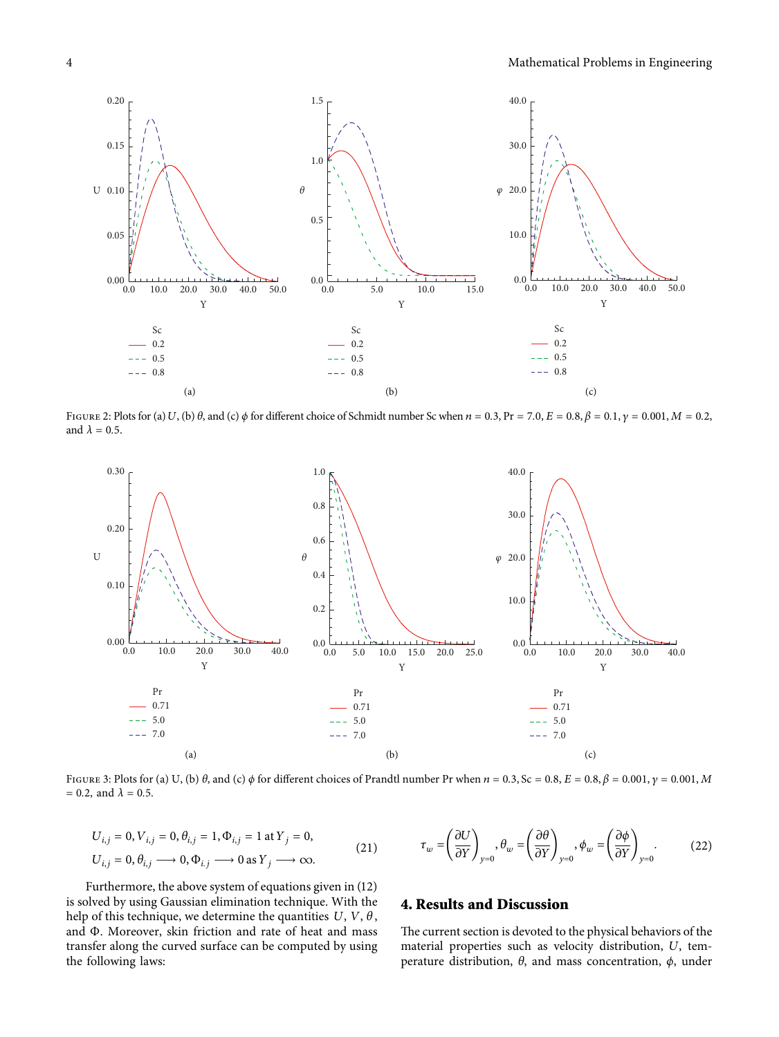Figure 2: Plots for (a) $U$, (b) $\theta$, and (c) $\phi$ for different choice of Schmidt number Sc when $n = 0.3$, Pr $= 7.0$, $E = 0.8$, $\beta = 0.1$, $\gamma = 0.001$, $M = 0.2$, and $\lambda = 0.5$.

Figure 3: Plots for (a) U, (b) $\theta$, and (c) $\phi$ for different choices of Prandtl number Pr when $n = 0.3$, Sc $= 0.8$, $E = 0.8$, $\beta = 0.001$, $\gamma = 0.001$, $M = 0.2$, and $\lambda = 0.5$.

$$U_{i,j} = 0, V_{i,j} = 0, \theta_{i,j} = 1, \Phi_{i,j} = 1 \text{ at } Y_j = 0,$$
$$U_{i,j} = 0, \theta_{i,j} \longrightarrow 0, \Phi_{i,j} \longrightarrow 0 \text{ as } Y_j \longrightarrow \infty. \tag{21}$$

Furthermore, the above system of equations given in (12) is solved by using Gaussian elimination technique. With the help of this technique, we determine the quantities $U$, $V$, $\theta$, and $\Phi$. Moreover, skin friction and rate of heat and mass transfer along the curved surface can be computed by using the following laws:

$$\tau_w = \left(\frac{\partial U}{\partial Y}\right)_{y=0}, \theta_w = \left(\frac{\partial \theta}{\partial Y}\right)_{y=0}, \phi_w = \left(\frac{\partial \phi}{\partial Y}\right)_{y=0}. \tag{22}$$

## 4. Results and Discussion

The current section is devoted to the physical behaviors of the material properties such as velocity distribution, $U$, temperature distribution, $\theta$, and mass concentration, $\phi$, under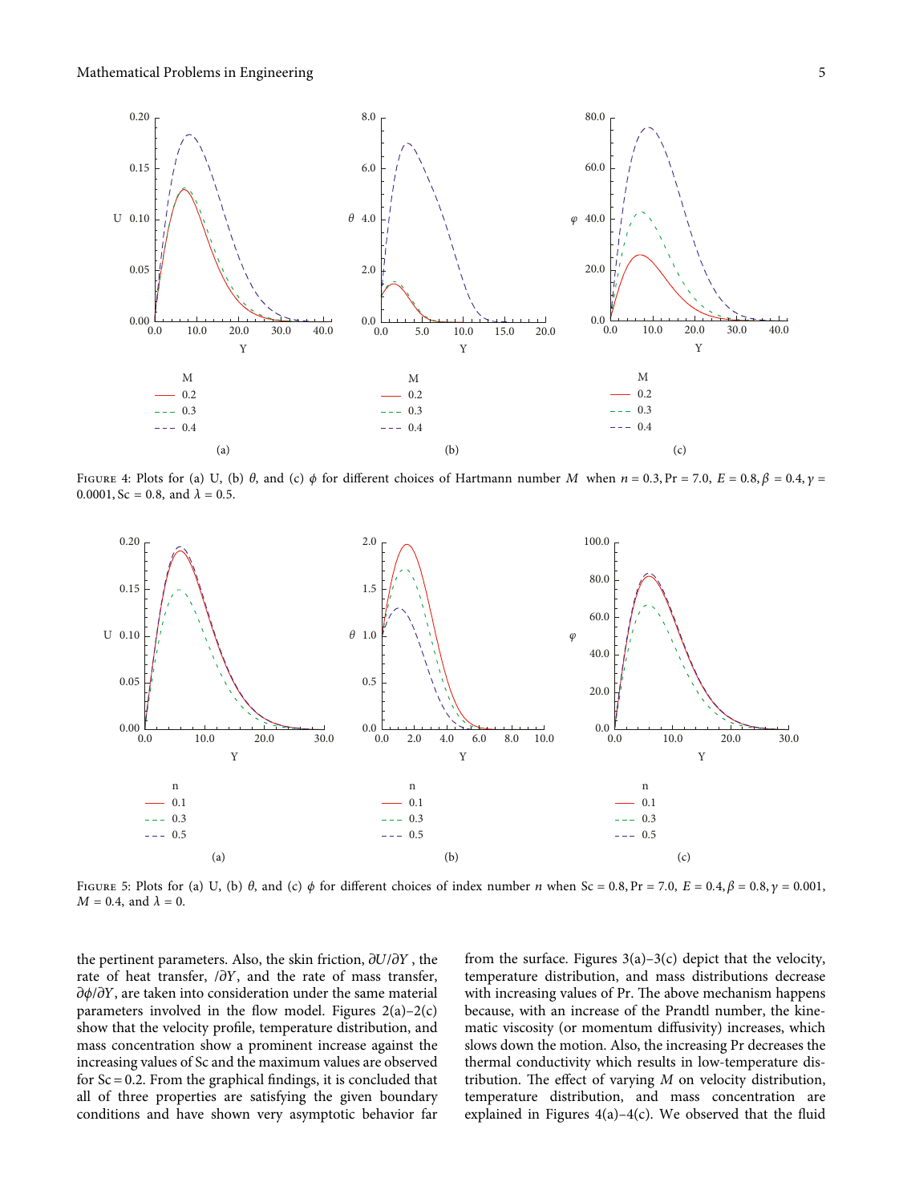Figure 4: Plots for (a) U, (b) $\theta$, and (c) $\phi$ for different choices of Hartmann number $M$ when $n = 0.3, \mathrm{Pr} = 7.0,\ E = 0.8, \beta = 0.4, \gamma = 0.0001, \mathrm{Sc} = 0.8$, and $\lambda = 0.5$.

Figure 5: Plots for (a) U, (b) $\theta$, and (c) $\phi$ for different choices of index number $n$ when $\mathrm{Sc} = 0.8, \mathrm{Pr} = 7.0,\ E = 0.4, \beta = 0.8, \gamma = 0.001, M = 0.4$, and $\lambda = 0$.

the pertinent parameters. Also, the skin friction, $\partial U/\partial Y$, the rate of heat transfer, $/\partial Y$, and the rate of mass transfer, $\partial \phi/\partial Y$, are taken into consideration under the same material parameters involved in the flow model. Figures 2(a)–2(c) show that the velocity profile, temperature distribution, and mass concentration show a prominent increase against the increasing values of Sc and the maximum values are observed for $\mathrm{Sc} = 0.2$. From the graphical findings, it is concluded that all of three properties are satisfying the given boundary conditions and have shown very asymptotic behavior far from the surface. Figures 3(a)–3(c) depict that the velocity, temperature distribution, and mass distributions decrease with increasing values of Pr. The above mechanism happens because, with an increase of the Prandtl number, the kinematic viscosity (or momentum diffusivity) increases, which slows down the motion. Also, the increasing Pr decreases the thermal conductivity which results in low-temperature distribution. The effect of varying $M$ on velocity distribution, temperature distribution, and mass concentration are explained in Figures 4(a)–4(c). We observed that the fluid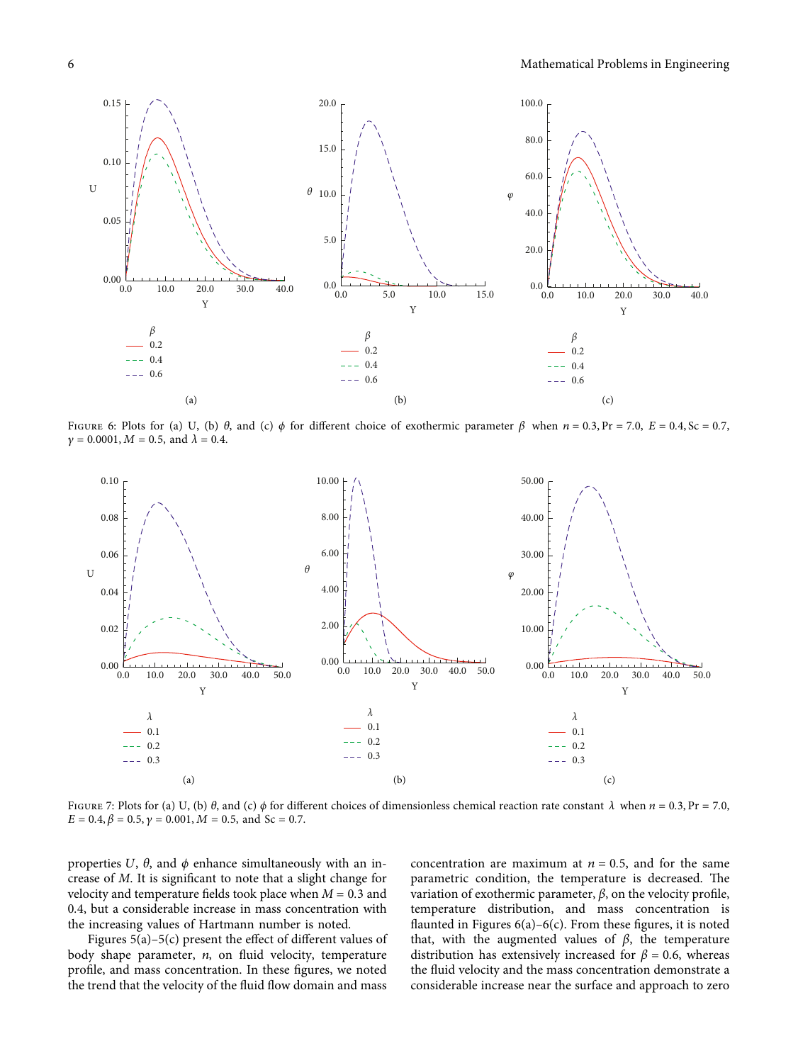Figure 6: Plots for (a) U, (b) $\theta$, and (c) $\phi$ for different choice of exothermic parameter $\beta$ when $n = 0.3, \Pr = 7.0$, $E = 0.4, \mathrm{Sc} = 0.7$, $\gamma = 0.0001, M = 0.5$, and $\lambda = 0.4$.

Figure 7: Plots for (a) U, (b) $\theta$, and (c) $\phi$ for different choices of dimensionless chemical reaction rate constant $\lambda$ when $n = 0.3, \Pr = 7.0$, $E = 0.4, \beta = 0.5, \gamma = 0.001, M = 0.5$, and $\mathrm{Sc} = 0.7$.

properties $U$, $\theta$, and $\phi$ enhance simultaneously with an increase of $M$. It is significant to note that a slight change for velocity and temperature fields took place when $M = 0.3$ and 0.4, but a considerable increase in mass concentration with the increasing values of Hartmann number is noted.

Figures 5(a)–5(c) present the effect of different values of body shape parameter, $n$, on fluid velocity, temperature profile, and mass concentration. In these figures, we noted the trend that the velocity of the fluid flow domain and mass concentration are maximum at $n = 0.5$, and for the same parametric condition, the temperature is decreased. The variation of exothermic parameter, $\beta$, on the velocity profile, temperature distribution, and mass concentration is flaunted in Figures 6(a)–6(c). From these figures, it is noted that, with the augmented values of $\beta$, the temperature distribution has extensively increased for $\beta = 0.6$, whereas the fluid velocity and the mass concentration demonstrate a considerable increase near the surface and approach to zero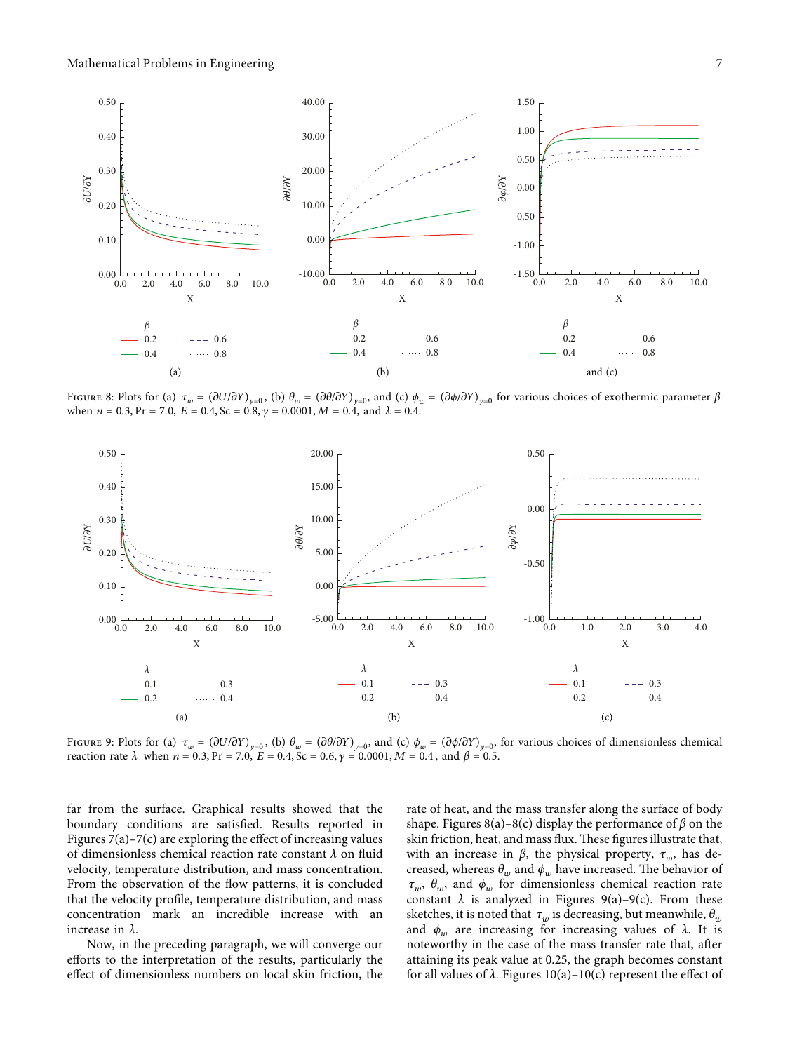FIGURE 8: Plots for (a) $\tau_w = (\partial U/\partial Y)_{y=0}$, (b) $\theta_w = (\partial\theta/\partial Y)_{y=0}$, and (c) $\phi_w = (\partial\phi/\partial Y)_{y=0}$ for various choices of exothermic parameter $\beta$ when $n = 0.3$, Pr = 7.0, $E = 0.4$, Sc = 0.8, $\gamma = 0.0001$, $M = 0.4$, and $\lambda = 0.4$.

FIGURE 9: Plots for (a) $\tau_w = (\partial U/\partial Y)_{y=0}$, (b) $\theta_w = (\partial\theta/\partial Y)_{y=0}$, and (c) $\phi_w = (\partial\phi/\partial Y)_{y=0}$, for various choices of dimensionless chemical reaction rate $\lambda$ when $n = 0.3$, Pr = 7.0, $E = 0.4$, Sc = 0.6, $\gamma = 0.0001$, $M = 0.4$, and $\beta = 0.5$.

far from the surface. Graphical results showed that the boundary conditions are satisfied. Results reported in Figures 7(a)–7(c) are exploring the effect of increasing values of dimensionless chemical reaction rate constant $\lambda$ on fluid velocity, temperature distribution, and mass concentration. From the observation of the flow patterns, it is concluded that the velocity profile, temperature distribution, and mass concentration mark an incredible increase with an increase in $\lambda$.

Now, in the preceding paragraph, we will converge our efforts to the interpretation of the results, particularly the effect of dimensionless numbers on local skin friction, the rate of heat, and the mass transfer along the surface of body shape. Figures 8(a)–8(c) display the performance of $\beta$ on the skin friction, heat, and mass flux. These figures illustrate that, with an increase in $\beta$, the physical property, $\tau_w$, has decreased, whereas $\theta_w$ and $\phi_w$ have increased. The behavior of $\tau_w$, $\theta_w$, and $\phi_w$ for dimensionless chemical reaction rate constant $\lambda$ is analyzed in Figures 9(a)–9(c). From these sketches, it is noted that $\tau_w$ is decreasing, but meanwhile, $\theta_w$ and $\phi_w$ are increasing for increasing values of $\lambda$. It is noteworthy in the case of the mass transfer rate that, after attaining its peak value at 0.25, the graph becomes constant for all values of $\lambda$. Figures 10(a)–10(c) represent the effect of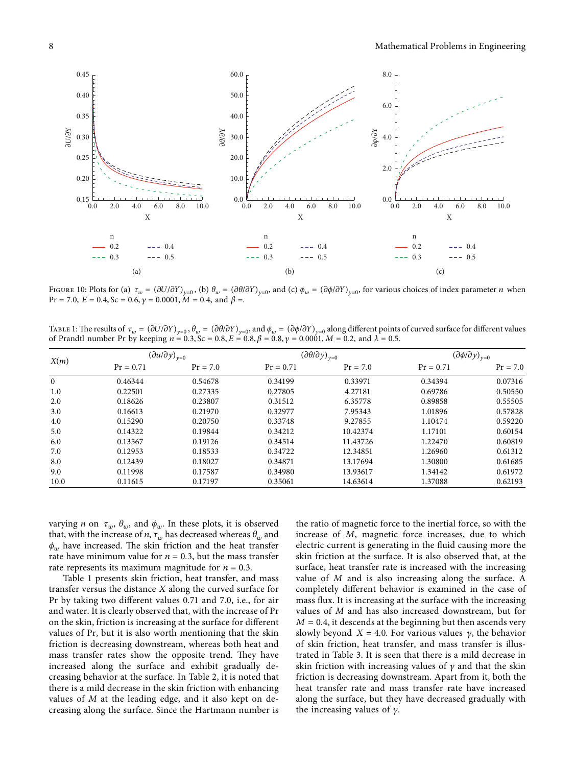Figure 10: Plots for (a) $\tau_w = (\partial U/\partial Y)_{y=0}$, (b) $\theta_w = (\partial\theta/\partial Y)_{y=0}$, and (c) $\phi_w = (\partial\phi/\partial Y)_{y=0}$, for various choices of index parameter $n$ when $\Pr = 7.0$, $E = 0.4$, $\text{Sc} = 0.6$, $\gamma = 0.0001$, $M = 0.4$, and $\beta =$.

Table 1: The results of $\tau_w = (\partial U/\partial Y)_{y=0}$, $\theta_w = (\partial\theta/\partial Y)_{y=0}$, and $\phi_w = (\partial\phi/\partial Y)_{y=0}$ along different points of curved surface for different values of Prandtl number Pr by keeping $n = 0.3$, $\text{Sc} = 0.8$, $E = 0.8$, $\beta = 0.8$, $\gamma = 0.0001$, $M = 0.2$, and $\lambda = 0.5$.

| $X(m)$ | $(\partial u/\partial y)_{y=0}$ | | $(\partial\theta/\partial y)_{y=0}$ | | $(\partial\phi/\partial y)_{y=0}$ | |
|---|---|---|---|---|---|---|
| | Pr = 0.71 | Pr = 7.0 | Pr = 0.71 | Pr = 7.0 | Pr = 0.71 | Pr = 7.0 |
| 0 | 0.46344 | 0.54678 | 0.34199 | 0.33971 | 0.34394 | 0.07316 |
| 1.0 | 0.22501 | 0.27335 | 0.27805 | 4.27181 | 0.69786 | 0.50550 |
| 2.0 | 0.18626 | 0.23807 | 0.31512 | 6.35778 | 0.89858 | 0.55505 |
| 3.0 | 0.16613 | 0.21970 | 0.32977 | 7.95343 | 1.01896 | 0.57828 |
| 4.0 | 0.15290 | 0.20750 | 0.33748 | 9.27855 | 1.10474 | 0.59220 |
| 5.0 | 0.14322 | 0.19844 | 0.34212 | 10.42374 | 1.17101 | 0.60154 |
| 6.0 | 0.13567 | 0.19126 | 0.34514 | 11.43726 | 1.22470 | 0.60819 |
| 7.0 | 0.12953 | 0.18533 | 0.34722 | 12.34851 | 1.26960 | 0.61312 |
| 8.0 | 0.12439 | 0.18027 | 0.34871 | 13.17694 | 1.30800 | 0.61685 |
| 9.0 | 0.11998 | 0.17587 | 0.34980 | 13.93617 | 1.34142 | 0.61972 |
| 10.0 | 0.11615 | 0.17197 | 0.35061 | 14.63614 | 1.37088 | 0.62193 |

varying $n$ on $\tau_w$, $\theta_w$, and $\phi_w$. In these plots, it is observed that, with the increase of $n$, $\tau_w$ has decreased whereas $\theta_w$ and $\phi_w$ have increased. The skin friction and the heat transfer rate have minimum value for $n = 0.3$, but the mass transfer rate represents its maximum magnitude for $n = 0.3$.

Table 1 presents skin friction, heat transfer, and mass transfer versus the distance $X$ along the curved surface for Pr by taking two different values 0.71 and 7.0, i.e., for air and water. It is clearly observed that, with the increase of Pr on the skin, friction is increasing at the surface for different values of Pr, but it is also worth mentioning that the skin friction is decreasing downstream, whereas both heat and mass transfer rates show the opposite trend. They have increased along the surface and exhibit gradually decreasing behavior at the surface. In Table 2, it is noted that there is a mild decrease in the skin friction with enhancing values of $M$ at the leading edge, and it also kept on decreasing along the surface. Since the Hartmann number is the ratio of magnetic force to the inertial force, so with the increase of $M$, magnetic force increases, due to which electric current is generating in the fluid causing more the skin friction at the surface. It is also observed that, at the surface, heat transfer rate is increased with the increasing value of $M$ and is also increasing along the surface. A completely different behavior is examined in the case of mass flux. It is increasing at the surface with the increasing values of $M$ and has also increased downstream, but for $M = 0.4$, it descends at the beginning but then ascends very slowly beyond $X = 4.0$. For various values $\gamma$, the behavior of skin friction, heat transfer, and mass transfer is illustrated in Table 3. It is seen that there is a mild decrease in skin friction with increasing values of $\gamma$ and that the skin friction is decreasing downstream. Apart from it, both the heat transfer rate and mass transfer rate have increased along the surface, but they have decreased gradually with the increasing values of $\gamma$.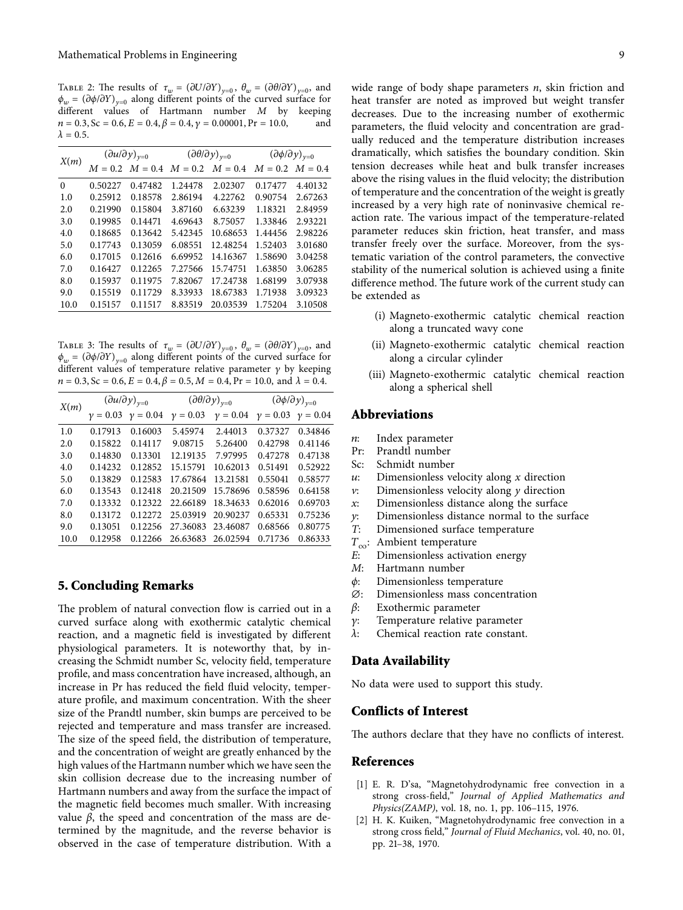Table 2: The results of $\tau_w = (\partial U/\partial Y)_{y=0}$, $\theta_w = (\partial \theta/\partial Y)_{y=0}$, and $\phi_w = (\partial \phi/\partial Y)_{y=0}$ along different points of the curved surface for different values of Hartmann number $M$ by keeping $n = 0.3, \mathrm{Sc} = 0.6, E = 0.4, \beta = 0.4, \gamma = 0.00001, \mathrm{Pr} = 10.0,$ and $\lambda = 0.5$.

| $X(m)$ | $(\partial u/\partial y)_{y=0}$ | | $(\partial \theta/\partial y)_{y=0}$ | | $(\partial \phi/\partial y)_{y=0}$ | |
|---|---|---|---|---|---|---|
| | $M = 0.2$ | $M = 0.4$ | $M = 0.2$ | $M = 0.4$ | $M = 0.2$ | $M = 0.4$ |
| 0 | 0.50227 | 0.47482 | 1.24478 | 2.02307 | 0.17477 | 4.40132 |
| 1.0 | 0.25912 | 0.18578 | 2.86194 | 4.22762 | 0.90754 | 2.67263 |
| 2.0 | 0.21990 | 0.15804 | 3.87160 | 6.63239 | 1.18321 | 2.84959 |
| 3.0 | 0.19985 | 0.14471 | 4.69643 | 8.75057 | 1.33846 | 2.93221 |
| 4.0 | 0.18685 | 0.13642 | 5.42345 | 10.68653 | 1.44456 | 2.98226 |
| 5.0 | 0.17743 | 0.13059 | 6.08551 | 12.48254 | 1.52403 | 3.01680 |
| 6.0 | 0.17015 | 0.12616 | 6.69952 | 14.16367 | 1.58690 | 3.04258 |
| 7.0 | 0.16427 | 0.12265 | 7.27566 | 15.74751 | 1.63850 | 3.06285 |
| 8.0 | 0.15937 | 0.11975 | 7.82067 | 17.24738 | 1.68199 | 3.07938 |
| 9.0 | 0.15519 | 0.11729 | 8.33933 | 18.67383 | 1.71938 | 3.09323 |
| 10.0 | 0.15157 | 0.11517 | 8.83519 | 20.03539 | 1.75204 | 3.10508 |

Table 3: The results of $\tau_w = (\partial U/\partial Y)_{y=0}$, $\theta_w = (\partial \theta/\partial Y)_{y=0}$, and $\phi_w = (\partial \phi/\partial Y)_{y=0}$ along different points of the curved surface for different values of temperature relative parameter $\gamma$ by keeping $n = 0.3, \mathrm{Sc} = 0.6, E = 0.4, \beta = 0.5, M = 0.4, \mathrm{Pr} = 10.0,$ and $\lambda = 0.4$.

| $X(m)$ | $(\partial u/\partial y)_{y=0}$ | | $(\partial \theta/\partial y)_{y=0}$ | | $(\partial \phi/\partial y)_{y=0}$ | |
|---|---|---|---|---|---|---|
| | $\gamma = 0.03$ | $\gamma = 0.04$ | $\gamma = 0.03$ | $\gamma = 0.04$ | $\gamma = 0.03$ | $\gamma = 0.04$ |
| 1.0 | 0.17913 | 0.16003 | 5.45974 | 2.44013 | 0.37327 | 0.34846 |
| 2.0 | 0.15822 | 0.14117 | 9.08715 | 5.26400 | 0.42798 | 0.41146 |
| 3.0 | 0.14830 | 0.13301 | 12.19135 | 7.97995 | 0.47278 | 0.47138 |
| 4.0 | 0.14232 | 0.12852 | 15.15791 | 10.62013 | 0.51491 | 0.52922 |
| 5.0 | 0.13829 | 0.12583 | 17.67864 | 13.21581 | 0.55041 | 0.58577 |
| 6.0 | 0.13543 | 0.12418 | 20.21509 | 15.78696 | 0.58596 | 0.64158 |
| 7.0 | 0.13332 | 0.12322 | 22.66189 | 18.34633 | 0.62016 | 0.69703 |
| 8.0 | 0.13172 | 0.12272 | 25.03919 | 20.90237 | 0.65331 | 0.75236 |
| 9.0 | 0.13051 | 0.12256 | 27.36083 | 23.46087 | 0.68566 | 0.80775 |
| 10.0 | 0.12958 | 0.12266 | 26.63683 | 26.02594 | 0.71736 | 0.86333 |

## 5. Concluding Remarks

The problem of natural convection flow is carried out in a curved surface along with exothermic catalytic chemical reaction, and a magnetic field is investigated by different physiological parameters. It is noteworthy that, by increasing the Schmidt number Sc, velocity field, temperature profile, and mass concentration have increased, although, an increase in Pr has reduced the field fluid velocity, temperature profile, and maximum concentration. With the sheer size of the Prandtl number, skin bumps are perceived to be rejected and temperature and mass transfer are increased. The size of the speed field, the distribution of temperature, and the concentration of weight are greatly enhanced by the high values of the Hartmann number which we have seen the skin collision decrease due to the increasing number of Hartmann numbers and away from the surface the impact of the magnetic field becomes much smaller. With increasing value $\beta$, the speed and concentration of the mass are determined by the magnitude, and the reverse behavior is observed in the case of temperature distribution. With a wide range of body shape parameters $n$, skin friction and heat transfer are noted as improved but weight transfer decreases. Due to the increasing number of exothermic parameters, the fluid velocity and concentration are gradually reduced and the temperature distribution increases dramatically, which satisfies the boundary condition. Skin tension decreases while heat and bulk transfer increases above the rising values in the fluid velocity; the distribution of temperature and the concentration of the weight is greatly increased by a very high rate of noninvasive chemical reaction rate. The various impact of the temperature-related parameter reduces skin friction, heat transfer, and mass transfer freely over the surface. Moreover, from the systematic variation of the control parameters, the convective stability of the numerical solution is achieved using a finite difference method. The future work of the current study can be extended as

(i) Magneto-exothermic catalytic chemical reaction along a truncated wavy cone

(ii) Magneto-exothermic catalytic chemical reaction along a circular cylinder

(iii) Magneto-exothermic catalytic chemical reaction along a spherical shell

## Abbreviations

- $n$: Index parameter
- Pr: Prandtl number
- Sc: Schmidt number
- $u$: Dimensionless velocity along $x$ direction
- $v$: Dimensionless velocity along $y$ direction
- $x$: Dimensionless distance along the surface
- $y$: Dimensionless distance normal to the surface
- $T$: Dimensioned surface temperature
- $T_\infty$: Ambient temperature
- $E$: Dimensionless activation energy
- $M$: Hartmann number
- $\phi$: Dimensionless temperature
- $\varnothing$: Dimensionless mass concentration
- $\beta$: Exothermic parameter
- $\gamma$: Temperature relative parameter
- $\lambda$: Chemical reaction rate constant.

## Data Availability

No data were used to support this study.

## Conflicts of Interest

The authors declare that they have no conflicts of interest.

## References

[1] E. R. D'sa, "Magnetohydrodynamic free convection in a strong cross-field," *Journal of Applied Mathematics and Physics(ZAMP)*, vol. 18, no. 1, pp. 106–115, 1976.

[2] H. K. Kuiken, "Magnetohydrodynamic free convection in a strong cross field," *Journal of Fluid Mechanics*, vol. 40, no. 01, pp. 21–38, 1970.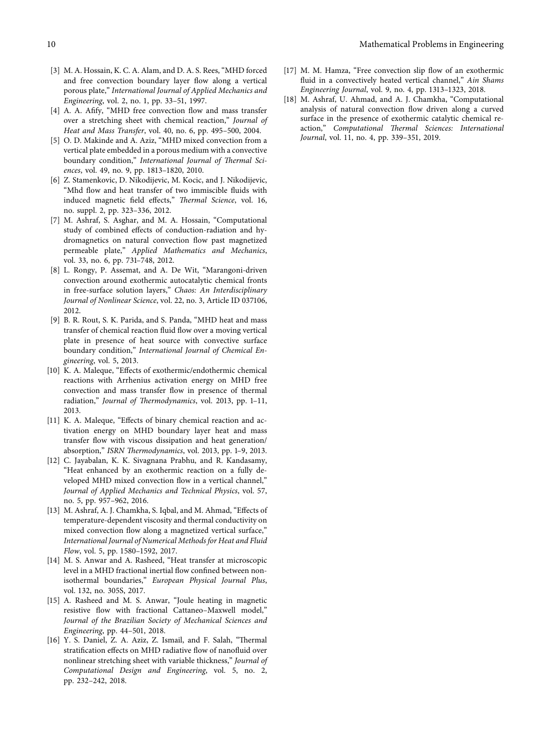[3] M. A. Hossain, K. C. A. Alam, and D. A. S. Rees, "MHD forced and free convection boundary layer flow along a vertical porous plate," *International Journal of Applied Mechanics and Engineering*, vol. 2, no. 1, pp. 33–51, 1997.

[4] A. A. Afify, "MHD free convection flow and mass transfer over a stretching sheet with chemical reaction," *Journal of Heat and Mass Transfer*, vol. 40, no. 6, pp. 495–500, 2004.

[5] O. D. Makinde and A. Aziz, "MHD mixed convection from a vertical plate embedded in a porous medium with a convective boundary condition," *International Journal of Thermal Sciences*, vol. 49, no. 9, pp. 1813–1820, 2010.

[6] Z. Stamenkovic, D. Nikodijevic, M. Kocic, and J. Nikodijevic, "Mhd flow and heat transfer of two immiscible fluids with induced magnetic field effects," *Thermal Science*, vol. 16, no. suppl. 2, pp. 323–336, 2012.

[7] M. Ashraf, S. Asghar, and M. A. Hossain, "Computational study of combined effects of conduction-radiation and hydromagnetics on natural convection flow past magnetized permeable plate," *Applied Mathematics and Mechanics*, vol. 33, no. 6, pp. 731–748, 2012.

[8] L. Rongy, P. Assemat, and A. De Wit, "Marangoni-driven convection around exothermic autocatalytic chemical fronts in free-surface solution layers," *Chaos: An Interdisciplinary Journal of Nonlinear Science*, vol. 22, no. 3, Article ID 037106, 2012.

[9] B. R. Rout, S. K. Parida, and S. Panda, "MHD heat and mass transfer of chemical reaction fluid flow over a moving vertical plate in presence of heat source with convective surface boundary condition," *International Journal of Chemical Engineering*, vol. 5, 2013.

[10] K. A. Maleque, "Effects of exothermic/endothermic chemical reactions with Arrhenius activation energy on MHD free convection and mass transfer flow in presence of thermal radiation," *Journal of Thermodynamics*, vol. 2013, pp. 1–11, 2013.

[11] K. A. Maleque, "Effects of binary chemical reaction and activation energy on MHD boundary layer heat and mass transfer flow with viscous dissipation and heat generation/absorption," *ISRN Thermodynamics*, vol. 2013, pp. 1–9, 2013.

[12] C. Jayabalan, K. K. Sivagnana Prabhu, and R. Kandasamy, "Heat enhanced by an exothermic reaction on a fully developed MHD mixed convection flow in a vertical channel," *Journal of Applied Mechanics and Technical Physics*, vol. 57, no. 5, pp. 957–962, 2016.

[13] M. Ashraf, A. J. Chamkha, S. Iqbal, and M. Ahmad, "Effects of temperature-dependent viscosity and thermal conductivity on mixed convection flow along a magnetized vertical surface," *International Journal of Numerical Methods for Heat and Fluid Flow*, vol. 5, pp. 1580–1592, 2017.

[14] M. S. Anwar and A. Rasheed, "Heat transfer at microscopic level in a MHD fractional inertial flow confined between non-isothermal boundaries," *European Physical Journal Plus*, vol. 132, no. 305S, 2017.

[15] A. Rasheed and M. S. Anwar, "Joule heating in magnetic resistive flow with fractional Cattaneo–Maxwell model," *Journal of the Brazilian Society of Mechanical Sciences and Engineering*, pp. 44–501, 2018.

[16] Y. S. Daniel, Z. A. Aziz, Z. Ismail, and F. Salah, "Thermal stratification effects on MHD radiative flow of nanofluid over nonlinear stretching sheet with variable thickness," *Journal of Computational Design and Engineering*, vol. 5, no. 2, pp. 232–242, 2018.

[17] M. M. Hamza, "Free convection slip flow of an exothermic fluid in a convectively heated vertical channel," *Ain Shams Engineering Journal*, vol. 9, no. 4, pp. 1313–1323, 2018.

[18] M. Ashraf, U. Ahmad, and A. J. Chamkha, "Computational analysis of natural convection flow driven along a curved surface in the presence of exothermic catalytic chemical reaction," *Computational Thermal Sciences: International Journal*, vol. 11, no. 4, pp. 339–351, 2019.